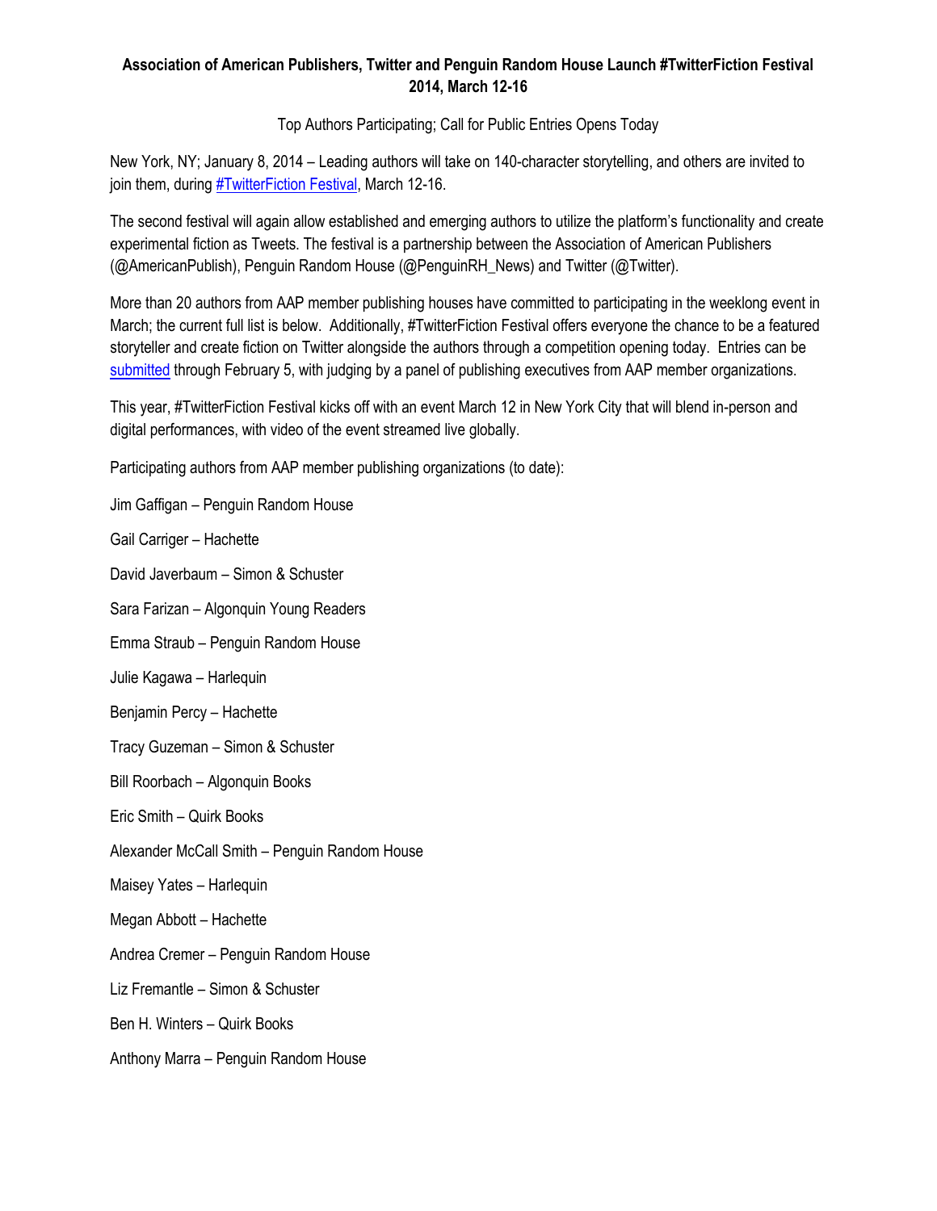**Association of American Publishers, Twitter and Penguin Random House Launch #TwitterFiction Festival 2014, March 12-16**

Top Authors Participating; Call for Public Entries Opens Today

New York, NY; January 8, 2014 – Leading authors will take on 140-character storytelling, and others are invited to join them, during #TwitterFiction Festival, March 12-16.

The second festival will again allow established and emerging authors to utilize the platform's functionality and create experimental fiction as Tweets. The festival is a partnership between the Association of American Publishers (@AmericanPublish), Penguin Random House (@PenguinRH_News) and Twitter (@Twitter).

More than 20 authors from AAP member publishing houses have committed to participating in the weeklong event in March; the current full list is below. Additionally, #TwitterFiction Festival offers everyone the chance to be a featured storyteller and create fiction on Twitter alongside the authors through a competition opening today. Entries can be submitted through February 5, with judging by a panel of publishing executives from AAP member organizations.

This year, #TwitterFiction Festival kicks off with an event March 12 in New York City that will blend in-person and digital performances, with video of the event streamed live globally.

Participating authors from AAP member publishing organizations (to date):

Jim Gaffigan – Penguin Random House

Gail Carriger – Hachette

David Javerbaum – Simon & Schuster

Sara Farizan – Algonquin Young Readers

Emma Straub – Penguin Random House

Julie Kagawa – Harlequin

Benjamin Percy – Hachette

Tracy Guzeman – Simon & Schuster

Bill Roorbach – Algonquin Books

Eric Smith – Quirk Books

Alexander McCall Smith – Penguin Random House

Maisey Yates – Harlequin

Megan Abbott – Hachette

Andrea Cremer – Penguin Random House

Liz Fremantle – Simon & Schuster

Ben H. Winters – Quirk Books

Anthony Marra – Penguin Random House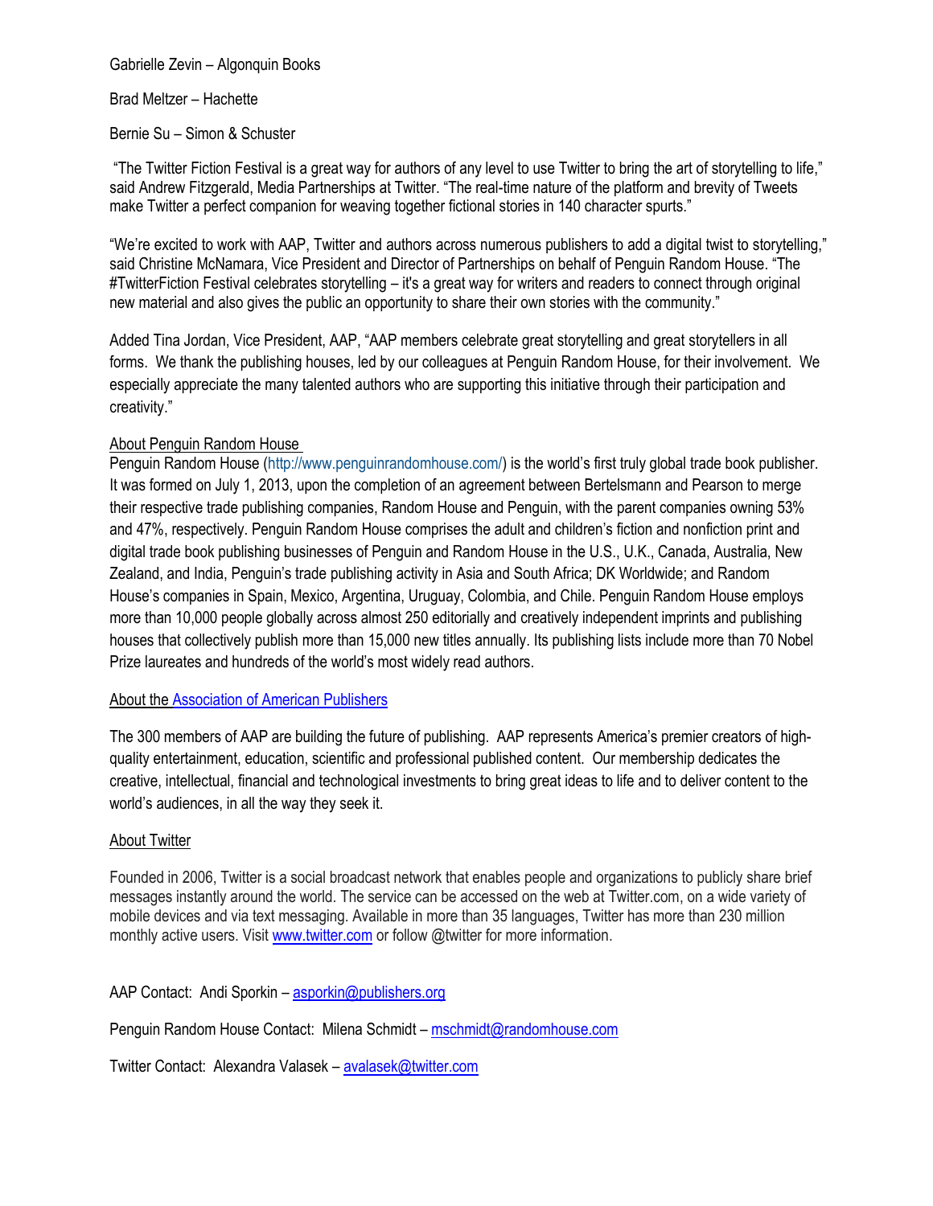Gabrielle Zevin – Algonquin Books

Brad Meltzer – Hachette

Bernie Su – Simon & Schuster

"The Twitter Fiction Festival is a great way for authors of any level to use Twitter to bring the art of storytelling to life," said Andrew Fitzgerald, Media Partnerships at Twitter. "The real-time nature of the platform and brevity of Tweets make Twitter a perfect companion for weaving together fictional stories in 140 character spurts."

"We're excited to work with AAP, Twitter and authors across numerous publishers to add a digital twist to storytelling," said Christine McNamara, Vice President and Director of Partnerships on behalf of Penguin Random House. "The #TwitterFiction Festival celebrates storytelling – it's a great way for writers and readers to connect through original new material and also gives the public an opportunity to share their own stories with the community."

Added Tina Jordan, Vice President, AAP, "AAP members celebrate great storytelling and great storytellers in all forms. We thank the publishing houses, led by our colleagues at Penguin Random House, for their involvement. We especially appreciate the many talented authors who are supporting this initiative through their participation and creativity."

About Penguin Random House

Penguin Random House (http://www.penguinrandomhouse.com/) is the world's first truly global trade book publisher. It was formed on July 1, 2013, upon the completion of an agreement between Bertelsmann and Pearson to merge their respective trade publishing companies, Random House and Penguin, with the parent companies owning 53% and 47%, respectively. Penguin Random House comprises the adult and children's fiction and nonfiction print and digital trade book publishing businesses of Penguin and Random House in the U.S., U.K., Canada, Australia, New Zealand, and India, Penguin's trade publishing activity in Asia and South Africa; DK Worldwide; and Random House's companies in Spain, Mexico, Argentina, Uruguay, Colombia, and Chile. Penguin Random House employs more than 10,000 people globally across almost 250 editorially and creatively independent imprints and publishing houses that collectively publish more than 15,000 new titles annually. Its publishing lists include more than 70 Nobel Prize laureates and hundreds of the world's most widely read authors.

About the Association of American Publishers

The 300 members of AAP are building the future of publishing. AAP represents America's premier creators of high-quality entertainment, education, scientific and professional published content. Our membership dedicates the creative, intellectual, financial and technological investments to bring great ideas to life and to deliver content to the world's audiences, in all the way they seek it.

About Twitter

Founded in 2006, Twitter is a social broadcast network that enables people and organizations to publicly share brief messages instantly around the world. The service can be accessed on the web at Twitter.com, on a wide variety of mobile devices and via text messaging. Available in more than 35 languages, Twitter has more than 230 million monthly active users. Visit www.twitter.com or follow @twitter for more information.

AAP Contact: Andi Sporkin – asporkin@publishers.org

Penguin Random House Contact: Milena Schmidt – mschmidt@randomhouse.com

Twitter Contact: Alexandra Valasek – avalasek@twitter.com